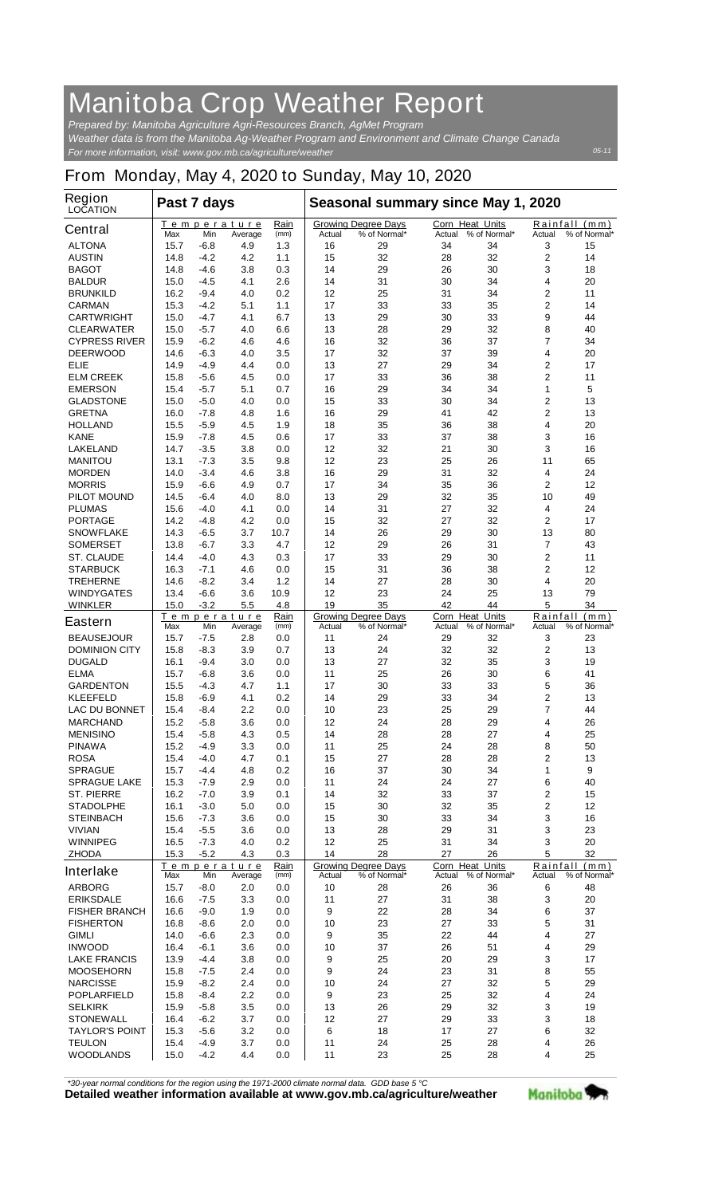# Manitoba Crop Weather Report

*Prepared by: Manitoba Agriculture Agri-Resources Branch, AgMet Program*
*Weather data is from the Manitoba Ag-Weather Program and Environment and Climate Change Canada*
*For more information, visit: www.gov.mb.ca/agriculture/weather*

05-11

## From Monday, May 4, 2020 to Sunday, May 10, 2020

| Region LOCATION | Past 7 days | | | | Seasonal summary since May 1, 2020 | | | | | |
|---|---|---|---|---|---|---|---|---|---|---|
| **Central** | Temperature Max | Min | Average | Rain (mm) | Growing Degree Days Actual | % of Normal* | Corn Heat Units Actual | % of Normal* | Rainfall (mm) Actual | % of Normal* |
| ALTONA | 15.7 | -6.8 | 4.9 | 1.3 | 16 | 29 | 34 | 34 | 3 | 15 |
| AUSTIN | 14.8 | -4.2 | 4.2 | 1.1 | 15 | 32 | 28 | 32 | 2 | 14 |
| BAGOT | 14.8 | -4.6 | 3.8 | 0.3 | 14 | 29 | 26 | 30 | 3 | 18 |
| BALDUR | 15.0 | -4.5 | 4.1 | 2.6 | 14 | 31 | 30 | 34 | 4 | 20 |
| BRUNKILD | 16.2 | -9.4 | 4.0 | 0.2 | 12 | 25 | 31 | 34 | 2 | 11 |
| CARMAN | 15.3 | -4.2 | 5.1 | 1.1 | 17 | 33 | 33 | 35 | 2 | 14 |
| CARTWRIGHT | 15.0 | -4.7 | 4.1 | 6.7 | 13 | 29 | 30 | 33 | 9 | 44 |
| CLEARWATER | 15.0 | -5.7 | 4.0 | 6.6 | 13 | 28 | 29 | 32 | 8 | 40 |
| CYPRESS RIVER | 15.9 | -6.2 | 4.6 | 4.6 | 16 | 32 | 36 | 37 | 7 | 34 |
| DEERWOOD | 14.6 | -6.3 | 4.0 | 3.5 | 17 | 32 | 37 | 39 | 4 | 20 |
| ELIE | 14.9 | -4.9 | 4.4 | 0.0 | 13 | 27 | 29 | 34 | 2 | 17 |
| ELM CREEK | 15.8 | -5.6 | 4.5 | 0.0 | 17 | 33 | 36 | 38 | 2 | 11 |
| EMERSON | 15.4 | -5.7 | 5.1 | 0.7 | 16 | 29 | 34 | 34 | 1 | 5 |
| GLADSTONE | 15.0 | -5.0 | 4.0 | 0.0 | 15 | 33 | 30 | 34 | 2 | 13 |
| GRETNA | 16.0 | -7.8 | 4.8 | 1.6 | 16 | 29 | 41 | 42 | 2 | 13 |
| HOLLAND | 15.5 | -5.9 | 4.5 | 1.9 | 18 | 35 | 36 | 38 | 4 | 20 |
| KANE | 15.9 | -7.8 | 4.5 | 0.6 | 17 | 33 | 37 | 38 | 3 | 16 |
| LAKELAND | 14.7 | -3.5 | 3.8 | 0.0 | 12 | 32 | 21 | 30 | 3 | 16 |
| MANITOU | 13.1 | -7.3 | 3.5 | 9.8 | 12 | 23 | 25 | 26 | 11 | 65 |
| MORDEN | 14.0 | -3.4 | 4.6 | 3.8 | 16 | 29 | 31 | 32 | 4 | 24 |
| MORRIS | 15.9 | -6.6 | 4.9 | 0.7 | 17 | 34 | 35 | 36 | 2 | 12 |
| PILOT MOUND | 14.5 | -6.4 | 4.0 | 8.0 | 13 | 29 | 32 | 35 | 10 | 49 |
| PLUMAS | 15.6 | -4.0 | 4.1 | 0.0 | 14 | 31 | 27 | 32 | 4 | 24 |
| PORTAGE | 14.2 | -4.8 | 4.2 | 0.0 | 15 | 32 | 27 | 32 | 2 | 17 |
| SNOWFLAKE | 14.3 | -6.5 | 3.7 | 10.7 | 14 | 26 | 29 | 30 | 13 | 80 |
| SOMERSET | 13.8 | -6.7 | 3.3 | 4.7 | 12 | 29 | 26 | 31 | 7 | 43 |
| ST. CLAUDE | 14.4 | -4.0 | 4.3 | 0.3 | 17 | 33 | 29 | 30 | 2 | 11 |
| STARBUCK | 16.3 | -7.1 | 4.6 | 0.0 | 15 | 31 | 36 | 38 | 2 | 12 |
| TREHERNE | 14.6 | -8.2 | 3.4 | 1.2 | 14 | 27 | 28 | 30 | 4 | 20 |
| WINDYGATES | 13.4 | -6.6 | 3.6 | 10.9 | 12 | 23 | 24 | 25 | 13 | 79 |
| WINKLER | 15.0 | -3.2 | 5.5 | 4.8 | 19 | 35 | 42 | 44 | 5 | 34 |
| **Eastern** | Temperature Max | Min | Average | Rain (mm) | Growing Degree Days Actual | % of Normal* | Corn Heat Units Actual | % of Normal* | Rainfall (mm) Actual | % of Normal* |
| BEAUSEJOUR | 15.7 | -7.5 | 2.8 | 0.0 | 11 | 24 | 29 | 32 | 3 | 23 |
| DOMINION CITY | 15.8 | -8.3 | 3.9 | 0.7 | 13 | 24 | 32 | 32 | 2 | 13 |
| DUGALD | 16.1 | -9.4 | 3.0 | 0.0 | 13 | 27 | 32 | 35 | 3 | 19 |
| ELMA | 15.7 | -6.8 | 3.6 | 0.0 | 11 | 25 | 26 | 30 | 6 | 41 |
| GARDENTON | 15.5 | -4.3 | 4.7 | 1.1 | 17 | 30 | 33 | 33 | 5 | 36 |
| KLEEFELD | 15.8 | -6.9 | 4.1 | 0.2 | 14 | 29 | 33 | 34 | 2 | 13 |
| LAC DU BONNET | 15.4 | -8.4 | 2.2 | 0.0 | 10 | 23 | 25 | 29 | 7 | 44 |
| MARCHAND | 15.2 | -5.8 | 3.6 | 0.0 | 12 | 24 | 28 | 29 | 4 | 26 |
| MENISINO | 15.4 | -5.8 | 4.3 | 0.5 | 14 | 28 | 28 | 27 | 4 | 25 |
| PINAWA | 15.2 | -4.9 | 3.3 | 0.0 | 11 | 25 | 24 | 28 | 8 | 50 |
| ROSA | 15.4 | -4.0 | 4.7 | 0.1 | 15 | 27 | 28 | 28 | 2 | 13 |
| SPRAGUE | 15.7 | -4.4 | 4.8 | 0.2 | 16 | 37 | 30 | 34 | 1 | 9 |
| SPRAGUE LAKE | 15.3 | -7.9 | 2.9 | 0.0 | 11 | 24 | 24 | 27 | 6 | 40 |
| ST. PIERRE | 16.2 | -7.0 | 3.9 | 0.1 | 14 | 32 | 33 | 37 | 2 | 15 |
| STADOLPHE | 16.1 | -3.0 | 5.0 | 0.0 | 15 | 30 | 32 | 35 | 2 | 12 |
| STEINBACH | 15.6 | -7.3 | 3.6 | 0.0 | 15 | 30 | 33 | 34 | 3 | 16 |
| VIVIAN | 15.4 | -5.5 | 3.6 | 0.0 | 13 | 28 | 29 | 31 | 3 | 23 |
| WINNIPEG | 16.5 | -7.3 | 4.0 | 0.2 | 12 | 25 | 31 | 34 | 3 | 20 |
| ZHODA | 15.3 | -5.2 | 4.3 | 0.3 | 14 | 28 | 27 | 26 | 5 | 32 |
| **Interlake** | Temperature Max | Min | Average | Rain (mm) | Growing Degree Days Actual | % of Normal* | Corn Heat Units Actual | % of Normal* | Rainfall (mm) Actual | % of Normal* |
| ARBORG | 15.7 | -8.0 | 2.0 | 0.0 | 10 | 28 | 26 | 36 | 6 | 48 |
| ERIKSDALE | 16.6 | -7.5 | 3.3 | 0.0 | 11 | 27 | 31 | 38 | 3 | 20 |
| FISHER BRANCH | 16.6 | -9.0 | 1.9 | 0.0 | 9 | 22 | 28 | 34 | 6 | 37 |
| FISHERTON | 16.8 | -8.6 | 2.0 | 0.0 | 10 | 23 | 27 | 33 | 5 | 31 |
| GIMLI | 14.0 | -6.6 | 2.3 | 0.0 | 9 | 35 | 22 | 44 | 4 | 27 |
| INWOOD | 16.4 | -6.1 | 3.6 | 0.0 | 10 | 37 | 26 | 51 | 4 | 29 |
| LAKE FRANCIS | 13.9 | -4.4 | 3.8 | 0.0 | 9 | 25 | 20 | 29 | 3 | 17 |
| MOOSEHORN | 15.8 | -7.5 | 2.4 | 0.0 | 9 | 24 | 23 | 31 | 8 | 55 |
| NARCISSE | 15.9 | -8.2 | 2.4 | 0.0 | 10 | 24 | 27 | 32 | 5 | 29 |
| POPLARFIELD | 15.8 | -8.4 | 2.2 | 0.0 | 9 | 23 | 25 | 32 | 4 | 24 |
| SELKIRK | 15.9 | -5.8 | 3.5 | 0.0 | 13 | 26 | 29 | 32 | 3 | 19 |
| STONEWALL | 16.4 | -6.2 | 3.7 | 0.0 | 12 | 27 | 29 | 33 | 3 | 18 |
| TAYLOR'S POINT | 15.3 | -5.6 | 3.2 | 0.0 | 6 | 18 | 17 | 27 | 6 | 32 |
| TEULON | 15.4 | -4.9 | 3.7 | 0.0 | 11 | 24 | 25 | 28 | 4 | 26 |
| WOODLANDS | 15.0 | -4.2 | 4.4 | 0.0 | 11 | 23 | 25 | 28 | 4 | 25 |

*\*30-year normal conditions for the region using the 1971-2000 climate normal data. GDD base 5 °C*

**Detailed weather information available at www.gov.mb.ca/agriculture/weather**

Manitoba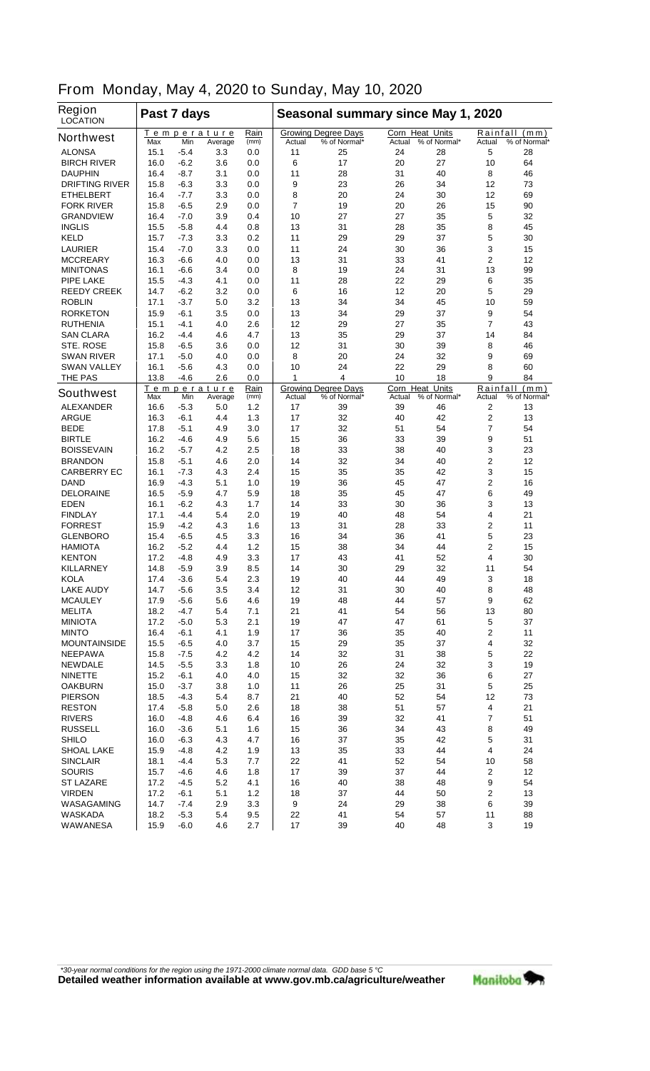# From Monday, May 4, 2020 to Sunday, May 10, 2020

| Region LOCATION | Past 7 days | | | | Seasonal summary since May 1, 2020 | | | | | |
|---|---|---|---|---|---|---|---|---|---|---|
| | Temperature | | | Rain | Growing Degree Days | | Corn Heat Units | | Rainfall (mm) | |
| **Northwest** | Max | Min | Average | (mm) | Actual | % of Normal* | Actual | % of Normal* | Actual | % of Normal* |
| ALONSA | 15.1 | -5.4 | 3.3 | 0.0 | 11 | 25 | 24 | 28 | 5 | 28 |
| BIRCH RIVER | 16.0 | -6.2 | 3.6 | 0.0 | 6 | 17 | 20 | 27 | 10 | 64 |
| DAUPHIN | 16.4 | -8.7 | 3.1 | 0.0 | 11 | 28 | 31 | 40 | 8 | 46 |
| DRIFTING RIVER | 15.8 | -6.3 | 3.3 | 0.0 | 9 | 23 | 26 | 34 | 12 | 73 |
| ETHELBERT | 16.4 | -7.7 | 3.3 | 0.0 | 8 | 20 | 24 | 30 | 12 | 69 |
| FORK RIVER | 15.8 | -6.5 | 2.9 | 0.0 | 7 | 19 | 20 | 26 | 15 | 90 |
| GRANDVIEW | 16.4 | -7.0 | 3.9 | 0.4 | 10 | 27 | 27 | 35 | 5 | 32 |
| INGLIS | 15.5 | -5.8 | 4.4 | 0.8 | 13 | 31 | 28 | 35 | 8 | 45 |
| KELD | 15.7 | -7.3 | 3.3 | 0.2 | 11 | 29 | 29 | 37 | 5 | 30 |
| LAURIER | 15.4 | -7.0 | 3.3 | 0.0 | 11 | 24 | 30 | 36 | 3 | 15 |
| MCCREARY | 16.3 | -6.6 | 4.0 | 0.0 | 13 | 31 | 33 | 41 | 2 | 12 |
| MINITONAS | 16.1 | -6.6 | 3.4 | 0.0 | 8 | 19 | 24 | 31 | 13 | 99 |
| PIPE LAKE | 15.5 | -4.3 | 4.1 | 0.0 | 11 | 28 | 22 | 29 | 6 | 35 |
| REEDY CREEK | 14.7 | -6.2 | 3.2 | 0.0 | 6 | 16 | 12 | 20 | 5 | 29 |
| ROBLIN | 17.1 | -3.7 | 5.0 | 3.2 | 13 | 34 | 34 | 45 | 10 | 59 |
| RORKETON | 15.9 | -6.1 | 3.5 | 0.0 | 13 | 34 | 29 | 37 | 9 | 54 |
| RUTHENIA | 15.1 | -4.1 | 4.0 | 2.6 | 12 | 29 | 27 | 35 | 7 | 43 |
| SAN CLARA | 16.2 | -4.4 | 4.6 | 4.7 | 13 | 35 | 29 | 37 | 14 | 84 |
| STE. ROSE | 15.8 | -6.5 | 3.6 | 0.0 | 12 | 31 | 30 | 39 | 8 | 46 |
| SWAN RIVER | 17.1 | -5.0 | 4.0 | 0.0 | 8 | 20 | 24 | 32 | 9 | 69 |
| SWAN VALLEY | 16.1 | -5.6 | 4.3 | 0.0 | 10 | 24 | 22 | 29 | 8 | 60 |
| THE PAS | 13.8 | -4.6 | 2.6 | 0.0 | 1 | 4 | 10 | 18 | 9 | 84 |
| | Temperature | | | Rain | Growing Degree Days | | Corn Heat Units | | Rainfall (mm) | |
| **Southwest** | Max | Min | Average | (mm) | Actual | % of Normal* | Actual | % of Normal* | Actual | % of Normal* |
| ALEXANDER | 16.6 | -5.3 | 5.0 | 1.2 | 17 | 39 | 39 | 46 | 2 | 13 |
| ARGUE | 16.3 | -6.1 | 4.4 | 1.3 | 17 | 32 | 40 | 42 | 2 | 13 |
| BEDE | 17.8 | -5.1 | 4.9 | 3.0 | 17 | 32 | 51 | 54 | 7 | 54 |
| BIRTLE | 16.2 | -4.6 | 4.9 | 5.6 | 15 | 36 | 33 | 39 | 9 | 51 |
| BOISSEVAIN | 16.2 | -5.7 | 4.2 | 2.5 | 18 | 33 | 38 | 40 | 3 | 23 |
| BRANDON | 15.8 | -5.1 | 4.6 | 2.0 | 14 | 32 | 34 | 40 | 2 | 12 |
| CARBERRY EC | 16.1 | -7.3 | 4.3 | 2.4 | 15 | 35 | 35 | 42 | 3 | 15 |
| DAND | 16.9 | -4.3 | 5.1 | 1.0 | 19 | 36 | 45 | 47 | 2 | 16 |
| DELORAINE | 16.5 | -5.9 | 4.7 | 5.9 | 18 | 35 | 45 | 47 | 6 | 49 |
| EDEN | 16.1 | -6.2 | 4.3 | 1.7 | 14 | 33 | 30 | 36 | 3 | 13 |
| FINDLAY | 17.1 | -4.4 | 5.4 | 2.0 | 19 | 40 | 48 | 54 | 4 | 21 |
| FORREST | 15.9 | -4.2 | 4.3 | 1.6 | 13 | 31 | 28 | 33 | 2 | 11 |
| GLENBORO | 15.4 | -6.5 | 4.5 | 3.3 | 16 | 34 | 36 | 41 | 5 | 23 |
| HAMIOTA | 16.2 | -5.2 | 4.4 | 1.2 | 15 | 38 | 34 | 44 | 2 | 15 |
| KENTON | 17.2 | -4.8 | 4.9 | 3.3 | 17 | 43 | 41 | 52 | 4 | 30 |
| KILLARNEY | 14.8 | -5.9 | 3.9 | 8.5 | 14 | 30 | 29 | 32 | 11 | 54 |
| KOLA | 17.4 | -3.6 | 5.4 | 2.3 | 19 | 40 | 44 | 49 | 3 | 18 |
| LAKE AUDY | 14.7 | -5.6 | 3.5 | 3.4 | 12 | 31 | 30 | 40 | 8 | 48 |
| MCAULEY | 17.9 | -5.6 | 5.6 | 4.6 | 19 | 48 | 44 | 57 | 9 | 62 |
| MELITA | 18.2 | -4.7 | 5.4 | 7.1 | 21 | 41 | 54 | 56 | 13 | 80 |
| MINIOTA | 17.2 | -5.0 | 5.3 | 2.1 | 19 | 47 | 47 | 61 | 5 | 37 |
| MINTO | 16.4 | -6.1 | 4.1 | 1.9 | 17 | 36 | 35 | 40 | 2 | 11 |
| MOUNTAINSIDE | 15.5 | -6.5 | 4.0 | 3.7 | 15 | 29 | 35 | 37 | 4 | 32 |
| NEEPAWA | 15.8 | -7.5 | 4.2 | 4.2 | 14 | 32 | 31 | 38 | 5 | 22 |
| NEWDALE | 14.5 | -5.5 | 3.3 | 1.8 | 10 | 26 | 24 | 32 | 3 | 19 |
| NINETTE | 15.2 | -6.1 | 4.0 | 4.0 | 15 | 32 | 32 | 36 | 6 | 27 |
| OAKBURN | 15.0 | -3.7 | 3.8 | 1.0 | 11 | 26 | 25 | 31 | 5 | 25 |
| PIERSON | 18.5 | -4.3 | 5.4 | 8.7 | 21 | 40 | 52 | 54 | 12 | 73 |
| RESTON | 17.4 | -5.8 | 5.0 | 2.6 | 18 | 38 | 51 | 57 | 4 | 21 |
| RIVERS | 16.0 | -4.8 | 4.6 | 6.4 | 16 | 39 | 32 | 41 | 7 | 51 |
| RUSSELL | 16.0 | -3.6 | 5.1 | 1.6 | 15 | 36 | 34 | 43 | 8 | 49 |
| SHILO | 16.0 | -6.3 | 4.3 | 4.7 | 16 | 37 | 35 | 42 | 5 | 31 |
| SHOAL LAKE | 15.9 | -4.8 | 4.2 | 1.9 | 13 | 35 | 33 | 44 | 4 | 24 |
| SINCLAIR | 18.1 | -4.4 | 5.3 | 7.7 | 22 | 41 | 52 | 54 | 10 | 58 |
| SOURIS | 15.7 | -4.6 | 4.6 | 1.8 | 17 | 39 | 37 | 44 | 2 | 12 |
| ST LAZARE | 17.2 | -4.5 | 5.2 | 4.1 | 16 | 40 | 38 | 48 | 9 | 54 |
| VIRDEN | 17.2 | -6.1 | 5.1 | 1.2 | 18 | 37 | 44 | 50 | 2 | 13 |
| WASAGAMING | 14.7 | -7.4 | 2.9 | 3.3 | 9 | 24 | 29 | 38 | 6 | 39 |
| WASKADA | 18.2 | -5.3 | 5.4 | 9.5 | 22 | 41 | 54 | 57 | 11 | 88 |
| WAWANESA | 15.9 | -6.0 | 4.6 | 2.7 | 17 | 39 | 40 | 48 | 3 | 19 |

*30-year normal conditions for the region using the 1971-2000 climate normal data. GDD base 5 °C

**Detailed weather information available at www.gov.mb.ca/agriculture/weather**

Manitoba